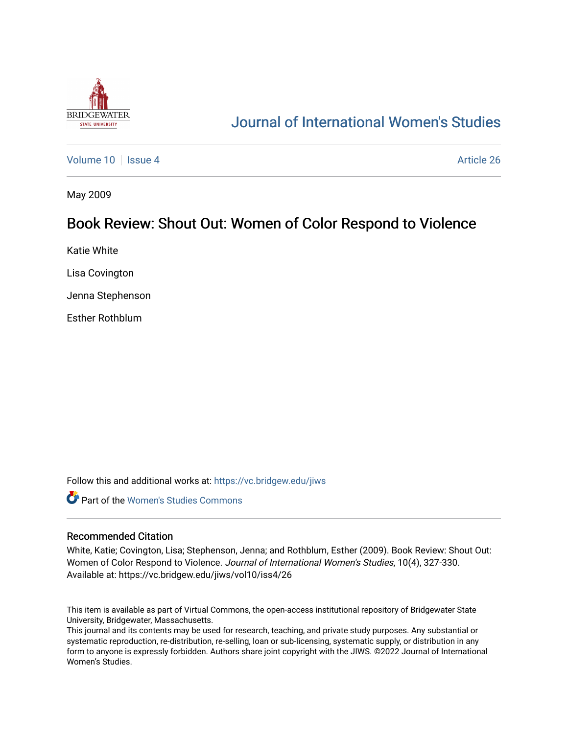# Journal of International Women's Studies

Volume 10 | Issue 4 | Article 26

May 2009

## Book Review: Shout Out: Women of Color Respond to Violence

Katie White

Lisa Covington

Jenna Stephenson

Esther Rothblum

Follow this and additional works at: https://vc.bridgew.edu/jiws

Part of the Women's Studies Commons

### Recommended Citation

White, Katie; Covington, Lisa; Stephenson, Jenna; and Rothblum, Esther (2009). Book Review: Shout Out: Women of Color Respond to Violence. *Journal of International Women's Studies*, 10(4), 327-330.
Available at: https://vc.bridgew.edu/jiws/vol10/iss4/26

This item is available as part of Virtual Commons, the open-access institutional repository of Bridgewater State University, Bridgewater, Massachusetts.
This journal and its contents may be used for research, teaching, and private study purposes. Any substantial or systematic reproduction, re-distribution, re-selling, loan or sub-licensing, systematic supply, or distribution in any form to anyone is expressly forbidden. Authors share joint copyright with the JIWS. ©2022 Journal of International Women's Studies.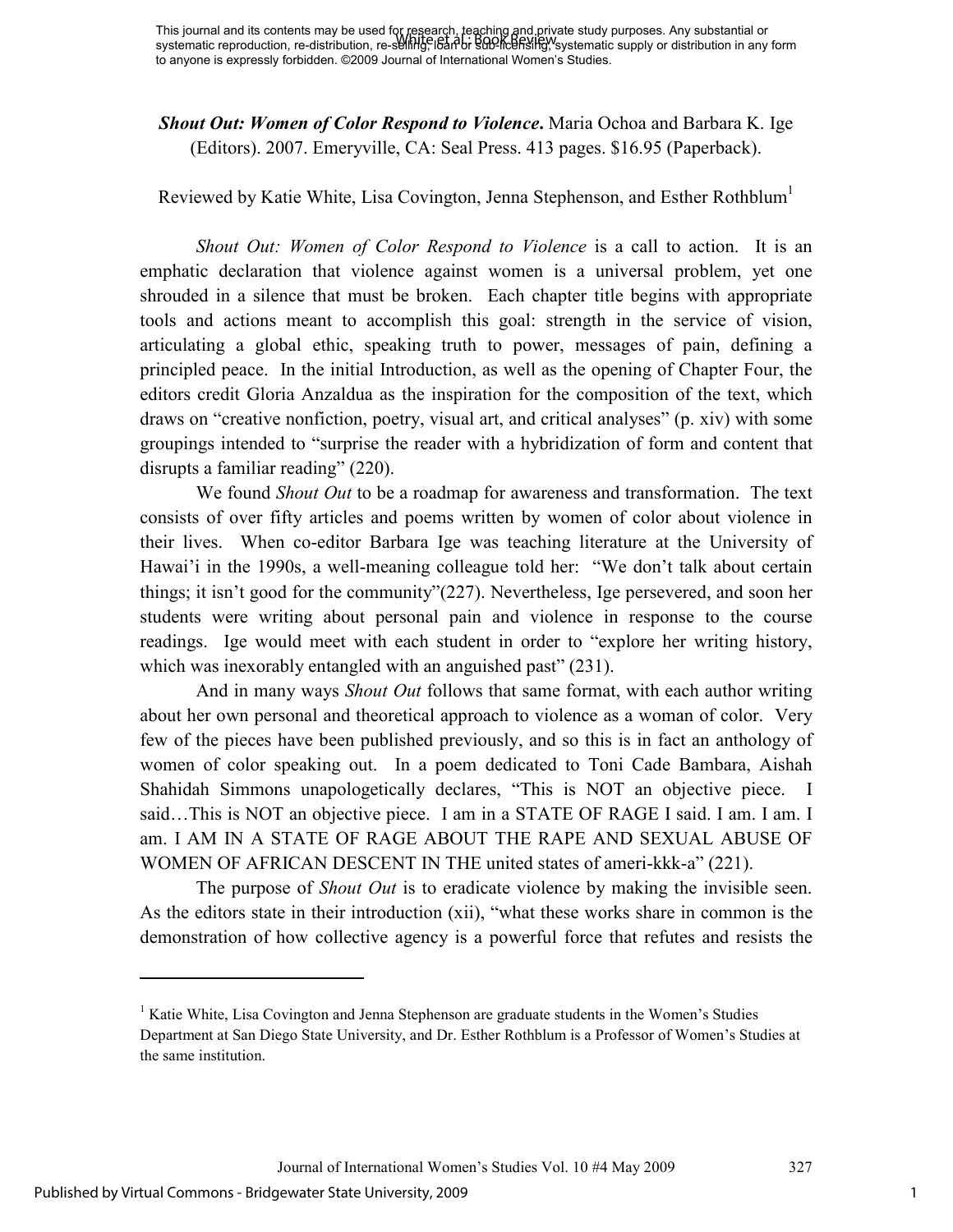This journal and its contents may be used for research, teaching and private study purposes. Any substantial or systematic reproduction, re-distribution, re-selling, loan or sub-licensing, systematic supply or distribution in any form to anyone is expressly forbidden. ©2009 Journal of International Women's Studies.

***Shout Out: Women of Color Respond to Violence*.** Maria Ochoa and Barbara K. Ige (Editors). 2007. Emeryville, CA: Seal Press. 413 pages. $16.95 (Paperback).

Reviewed by Katie White, Lisa Covington, Jenna Stephenson, and Esther Rothblum[1]

*Shout Out: Women of Color Respond to Violence* is a call to action. It is an emphatic declaration that violence against women is a universal problem, yet one shrouded in a silence that must be broken. Each chapter title begins with appropriate tools and actions meant to accomplish this goal: strength in the service of vision, articulating a global ethic, speaking truth to power, messages of pain, defining a principled peace. In the initial Introduction, as well as the opening of Chapter Four, the editors credit Gloria Anzaldua as the inspiration for the composition of the text, which draws on "creative nonfiction, poetry, visual art, and critical analyses" (p. xiv) with some groupings intended to "surprise the reader with a hybridization of form and content that disrupts a familiar reading" (220).

We found *Shout Out* to be a roadmap for awareness and transformation. The text consists of over fifty articles and poems written by women of color about violence in their lives. When co-editor Barbara Ige was teaching literature at the University of Hawai'i in the 1990s, a well-meaning colleague told her: "We don't talk about certain things; it isn't good for the community"(227). Nevertheless, Ige persevered, and soon her students were writing about personal pain and violence in response to the course readings. Ige would meet with each student in order to "explore her writing history, which was inexorably entangled with an anguished past" (231).

And in many ways *Shout Out* follows that same format, with each author writing about her own personal and theoretical approach to violence as a woman of color. Very few of the pieces have been published previously, and so this is in fact an anthology of women of color speaking out. In a poem dedicated to Toni Cade Bambara, Aishah Shahidah Simmons unapologetically declares, "This is NOT an objective piece. I said…This is NOT an objective piece. I am in a STATE OF RAGE I said. I am. I am. I am. I AM IN A STATE OF RAGE ABOUT THE RAPE AND SEXUAL ABUSE OF WOMEN OF AFRICAN DESCENT IN THE united states of ameri-kkk-a" (221).

The purpose of *Shout Out* is to eradicate violence by making the invisible seen. As the editors state in their introduction (xii), "what these works share in common is the demonstration of how collective agency is a powerful force that refutes and resists the

[1] Katie White, Lisa Covington and Jenna Stephenson are graduate students in the Women's Studies Department at San Diego State University, and Dr. Esther Rothblum is a Professor of Women's Studies at the same institution.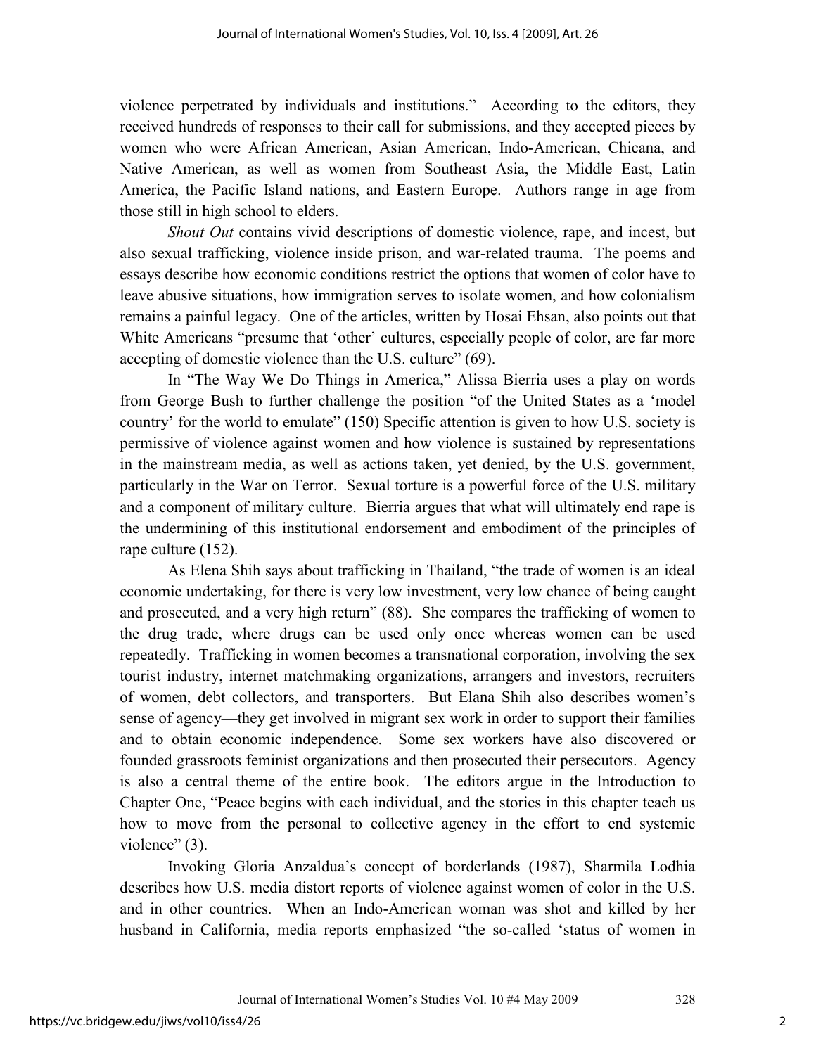violence perpetrated by individuals and institutions." According to the editors, they received hundreds of responses to their call for submissions, and they accepted pieces by women who were African American, Asian American, Indo-American, Chicana, and Native American, as well as women from Southeast Asia, the Middle East, Latin America, the Pacific Island nations, and Eastern Europe. Authors range in age from those still in high school to elders.

*Shout Out* contains vivid descriptions of domestic violence, rape, and incest, but also sexual trafficking, violence inside prison, and war-related trauma. The poems and essays describe how economic conditions restrict the options that women of color have to leave abusive situations, how immigration serves to isolate women, and how colonialism remains a painful legacy. One of the articles, written by Hosai Ehsan, also points out that White Americans "presume that 'other' cultures, especially people of color, are far more accepting of domestic violence than the U.S. culture" (69).

In "The Way We Do Things in America," Alissa Bierria uses a play on words from George Bush to further challenge the position "of the United States as a 'model country' for the world to emulate" (150) Specific attention is given to how U.S. society is permissive of violence against women and how violence is sustained by representations in the mainstream media, as well as actions taken, yet denied, by the U.S. government, particularly in the War on Terror. Sexual torture is a powerful force of the U.S. military and a component of military culture. Bierria argues that what will ultimately end rape is the undermining of this institutional endorsement and embodiment of the principles of rape culture (152).

As Elena Shih says about trafficking in Thailand, "the trade of women is an ideal economic undertaking, for there is very low investment, very low chance of being caught and prosecuted, and a very high return" (88). She compares the trafficking of women to the drug trade, where drugs can be used only once whereas women can be used repeatedly. Trafficking in women becomes a transnational corporation, involving the sex tourist industry, internet matchmaking organizations, arrangers and investors, recruiters of women, debt collectors, and transporters. But Elana Shih also describes women's sense of agency—they get involved in migrant sex work in order to support their families and to obtain economic independence. Some sex workers have also discovered or founded grassroots feminist organizations and then prosecuted their persecutors. Agency is also a central theme of the entire book. The editors argue in the Introduction to Chapter One, "Peace begins with each individual, and the stories in this chapter teach us how to move from the personal to collective agency in the effort to end systemic violence" (3).

Invoking Gloria Anzaldua's concept of borderlands (1987), Sharmila Lodhia describes how U.S. media distort reports of violence against women of color in the U.S. and in other countries. When an Indo-American woman was shot and killed by her husband in California, media reports emphasized "the so-called 'status of women in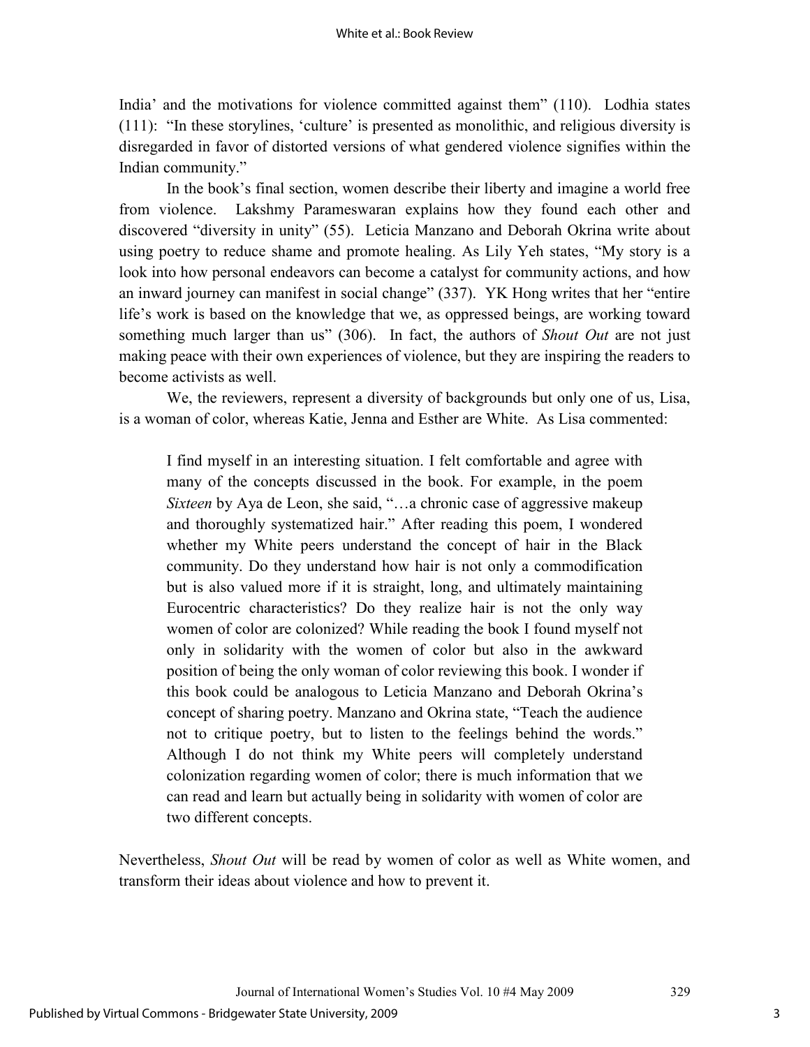India' and the motivations for violence committed against them" (110). Lodhia states (111): "In these storylines, 'culture' is presented as monolithic, and religious diversity is disregarded in favor of distorted versions of what gendered violence signifies within the Indian community."

In the book's final section, women describe their liberty and imagine a world free from violence. Lakshmy Parameswaran explains how they found each other and discovered "diversity in unity" (55). Leticia Manzano and Deborah Okrina write about using poetry to reduce shame and promote healing. As Lily Yeh states, "My story is a look into how personal endeavors can become a catalyst for community actions, and how an inward journey can manifest in social change" (337). YK Hong writes that her "entire life's work is based on the knowledge that we, as oppressed beings, are working toward something much larger than us" (306). In fact, the authors of *Shout Out* are not just making peace with their own experiences of violence, but they are inspiring the readers to become activists as well.

We, the reviewers, represent a diversity of backgrounds but only one of us, Lisa, is a woman of color, whereas Katie, Jenna and Esther are White. As Lisa commented:

> I find myself in an interesting situation. I felt comfortable and agree with many of the concepts discussed in the book. For example, in the poem *Sixteen* by Aya de Leon, she said, "…a chronic case of aggressive makeup and thoroughly systematized hair." After reading this poem, I wondered whether my White peers understand the concept of hair in the Black community. Do they understand how hair is not only a commodification but is also valued more if it is straight, long, and ultimately maintaining Eurocentric characteristics? Do they realize hair is not the only way women of color are colonized? While reading the book I found myself not only in solidarity with the women of color but also in the awkward position of being the only woman of color reviewing this book. I wonder if this book could be analogous to Leticia Manzano and Deborah Okrina's concept of sharing poetry. Manzano and Okrina state, "Teach the audience not to critique poetry, but to listen to the feelings behind the words." Although I do not think my White peers will completely understand colonization regarding women of color; there is much information that we can read and learn but actually being in solidarity with women of color are two different concepts.

Nevertheless, *Shout Out* will be read by women of color as well as White women, and transform their ideas about violence and how to prevent it.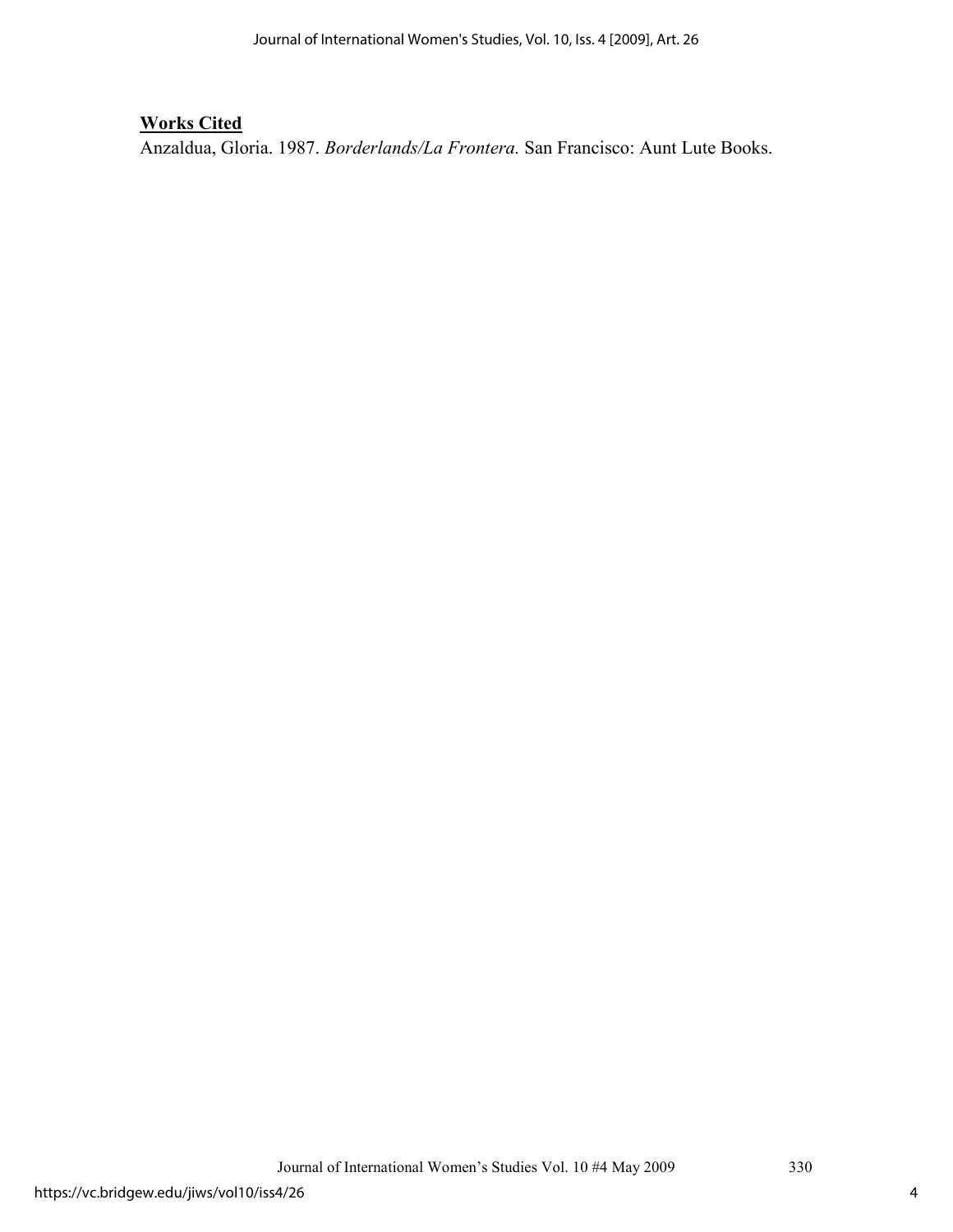**Works Cited**

Anzaldua, Gloria. 1987. *Borderlands/La Frontera.* San Francisco: Aunt Lute Books.